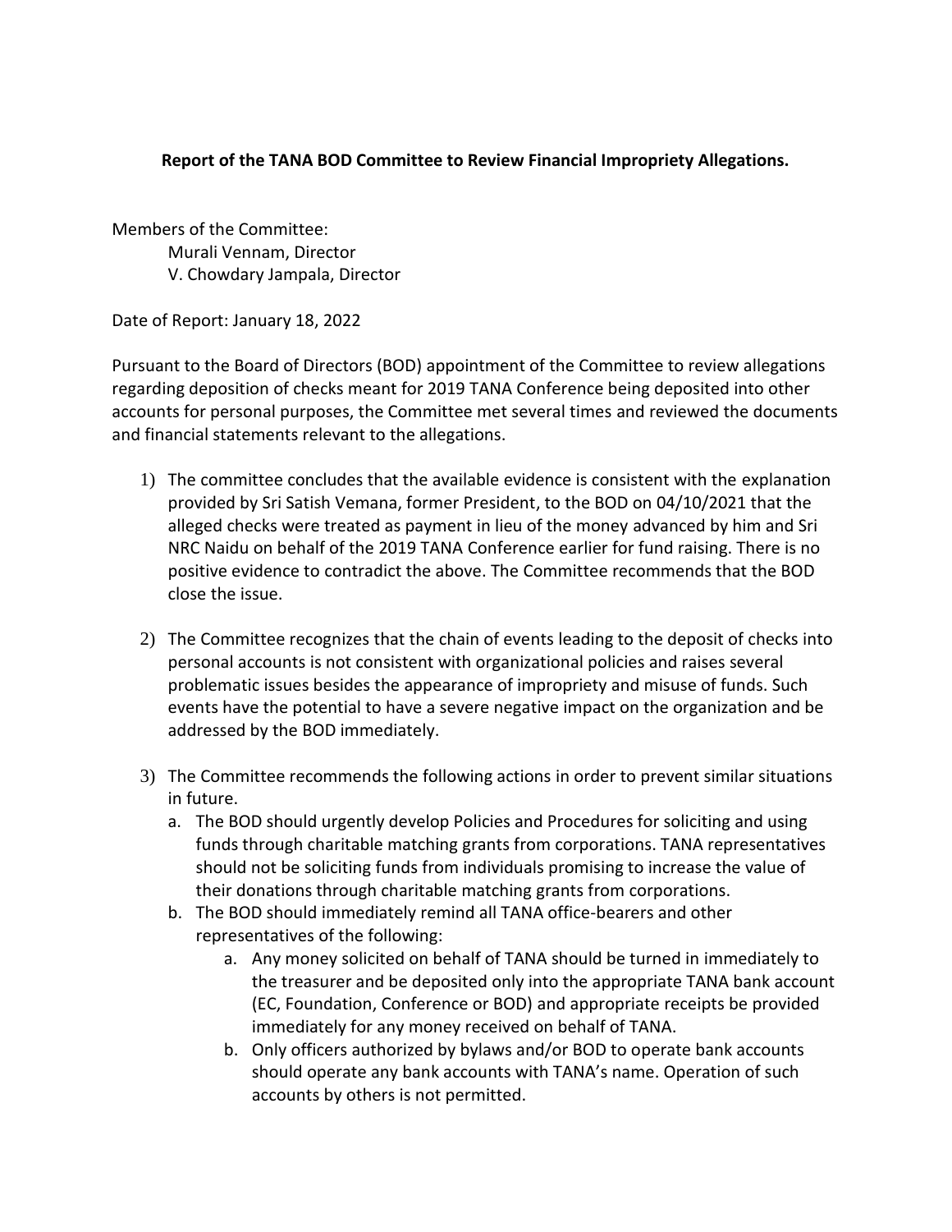**Report of the TANA BOD Committee to Review Financial Impropriety Allegations.**

Members of the Committee:

Murali Vennam, Director
V. Chowdary Jampala, Director

Date of Report: January 18, 2022

Pursuant to the Board of Directors (BOD) appointment of the Committee to review allegations regarding deposition of checks meant for 2019 TANA Conference being deposited into other accounts for personal purposes, the Committee met several times and reviewed the documents and financial statements relevant to the allegations.

1) The committee concludes that the available evidence is consistent with the explanation provided by Sri Satish Vemana, former President, to the BOD on 04/10/2021 that the alleged checks were treated as payment in lieu of the money advanced by him and Sri NRC Naidu on behalf of the 2019 TANA Conference earlier for fund raising. There is no positive evidence to contradict the above. The Committee recommends that the BOD close the issue.

2) The Committee recognizes that the chain of events leading to the deposit of checks into personal accounts is not consistent with organizational policies and raises several problematic issues besides the appearance of impropriety and misuse of funds. Such events have the potential to have a severe negative impact on the organization and be addressed by the BOD immediately.

3) The Committee recommends the following actions in order to prevent similar situations in future.
   a. The BOD should urgently develop Policies and Procedures for soliciting and using funds through charitable matching grants from corporations. TANA representatives should not be soliciting funds from individuals promising to increase the value of their donations through charitable matching grants from corporations.
   b. The BOD should immediately remind all TANA office-bearers and other representatives of the following:
      a. Any money solicited on behalf of TANA should be turned in immediately to the treasurer and be deposited only into the appropriate TANA bank account (EC, Foundation, Conference or BOD) and appropriate receipts be provided immediately for any money received on behalf of TANA.
      b. Only officers authorized by bylaws and/or BOD to operate bank accounts should operate any bank accounts with TANA's name. Operation of such accounts by others is not permitted.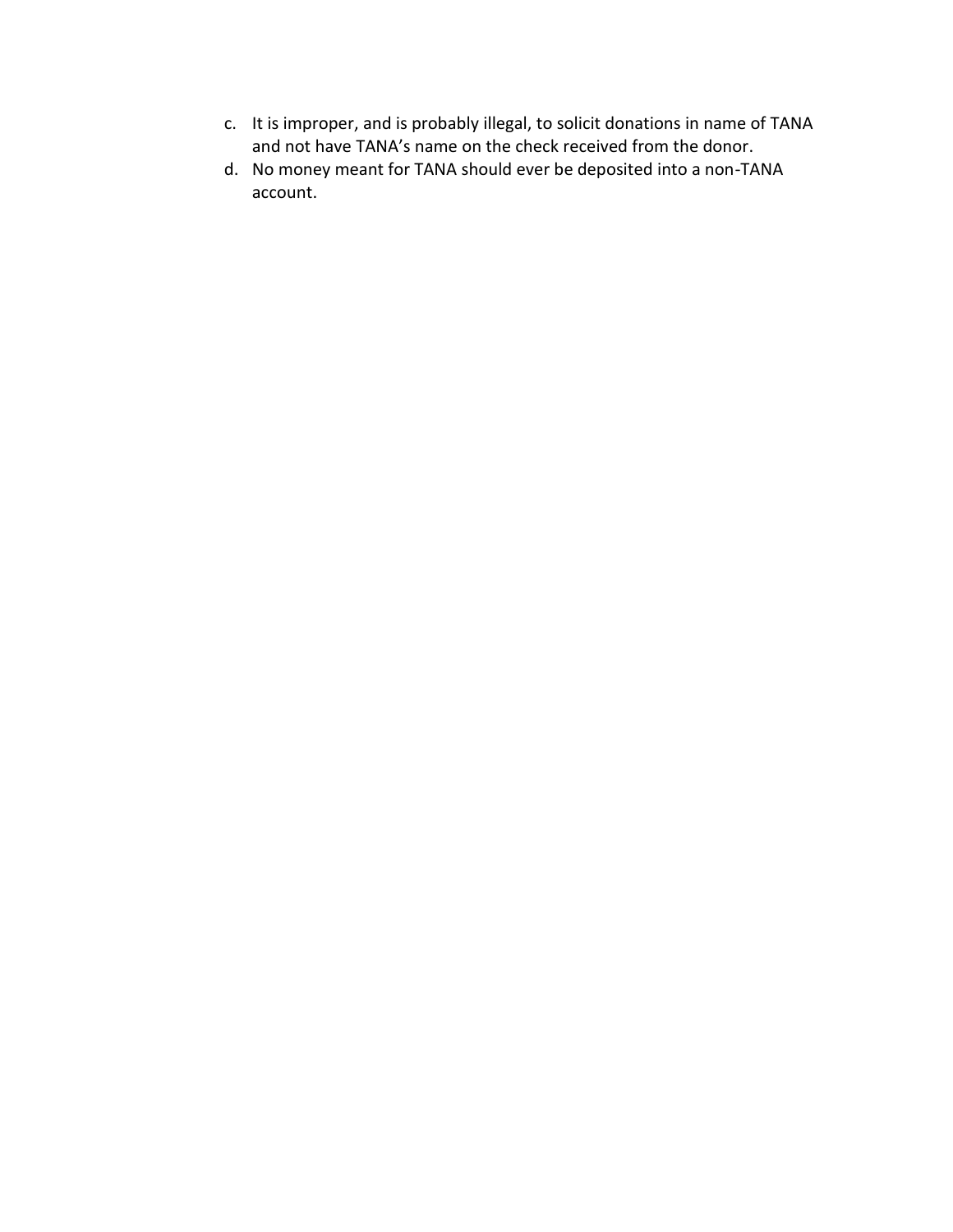c. It is improper, and is probably illegal, to solicit donations in name of TANA and not have TANA's name on the check received from the donor.
d. No money meant for TANA should ever be deposited into a non-TANA account.